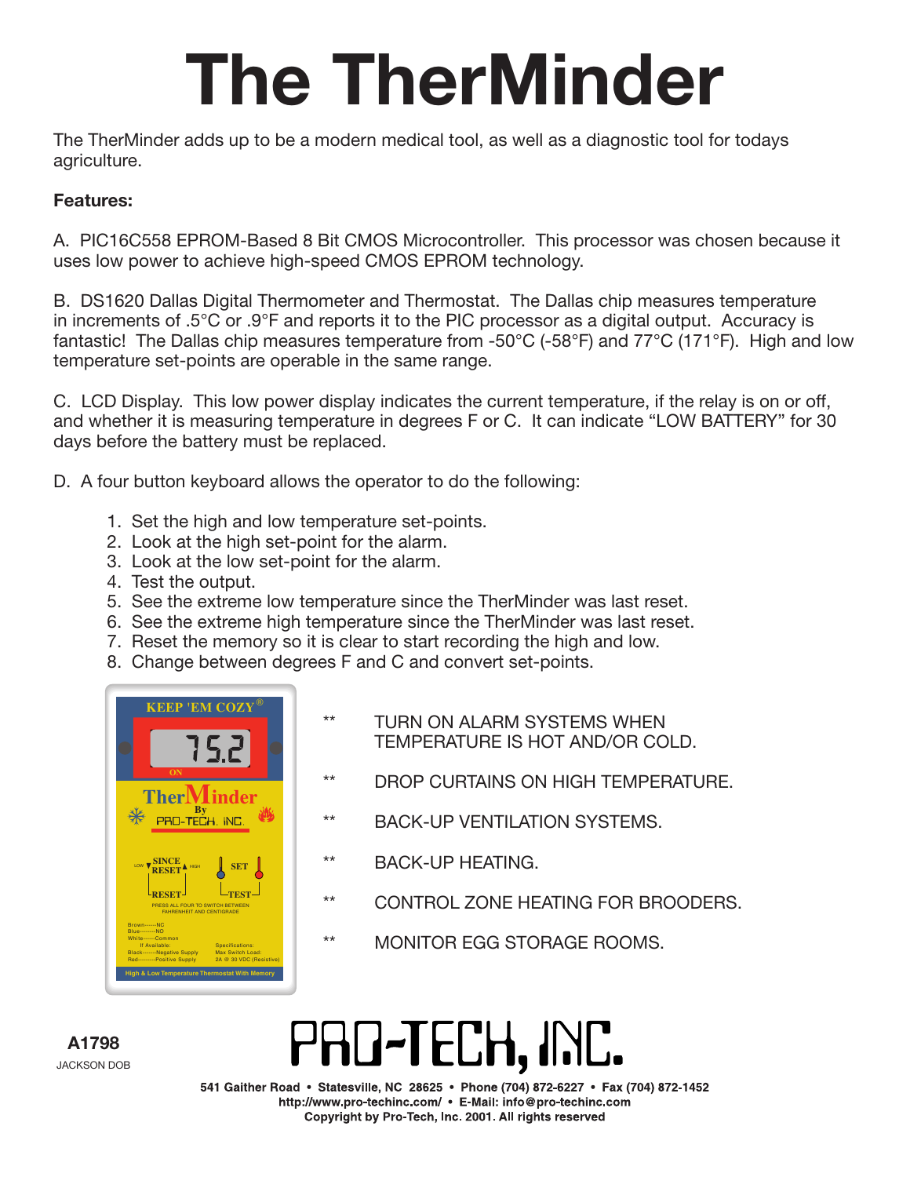# The TherMinder

The TherMinder adds up to be a modern medical tool, as well as a diagnostic tool for todays agriculture.

**Features:**

A. PIC16C558 EPROM-Based 8 Bit CMOS Microcontroller. This processor was chosen because it uses low power to achieve high-speed CMOS EPROM technology.

B. DS1620 Dallas Digital Thermometer and Thermostat. The Dallas chip measures temperature in increments of .5°C or .9°F and reports it to the PIC processor as a digital output. Accuracy is fantastic! The Dallas chip measures temperature from -50°C (-58°F) and 77°C (171°F). High and low temperature set-points are operable in the same range.

C. LCD Display. This low power display indicates the current temperature, if the relay is on or off, and whether it is measuring temperature in degrees F or C. It can indicate "LOW BATTERY" for 30 days before the battery must be replaced.

D. A four button keyboard allows the operator to do the following:

1. Set the high and low temperature set-points.
2. Look at the high set-point for the alarm.
3. Look at the low set-point for the alarm.
4. Test the output.
5. See the extreme low temperature since the TherMinder was last reset.
6. See the extreme high temperature since the TherMinder was last reset.
7. Reset the memory so it is clear to start recording the high and low.
8. Change between degrees F and C and convert set-points.

KEEP 'EM COZY®

75.2

ON

TherMinder By PRO-TECH, INC.

LOW SINCE RESET HIGH

SET

RESET

TEST

PRESS ALL FOUR TO SWITCH BETWEEN FAHRENHEIT AND CENTIGRADE

Brown------NC
Blue--------NO
White------Common
If Available:
Black-------Negative Supply
Red---------Positive Supply

Specifications:
Max Switch Load:
2A @ 30 VDC (Resistive)

High & Low Temperature Thermostat With Memory

** TURN ON ALARM SYSTEMS WHEN TEMPERATURE IS HOT AND/OR COLD.

** DROP CURTAINS ON HIGH TEMPERATURE.

** BACK-UP VENTILATION SYSTEMS.

** BACK-UP HEATING.

** CONTROL ZONE HEATING FOR BROODERS.

** MONITOR EGG STORAGE ROOMS.

**A1798**

JACKSON DOB

PRO-TECH, INC.

**541 Gaither Road • Statesville, NC 28625 • Phone (704) 872-6227 • Fax (704) 872-1452**
**http://www.pro-techinc.com/ • E-Mail: info@pro-techinc.com**
**Copyright by Pro-Tech, Inc. 2001. All rights reserved**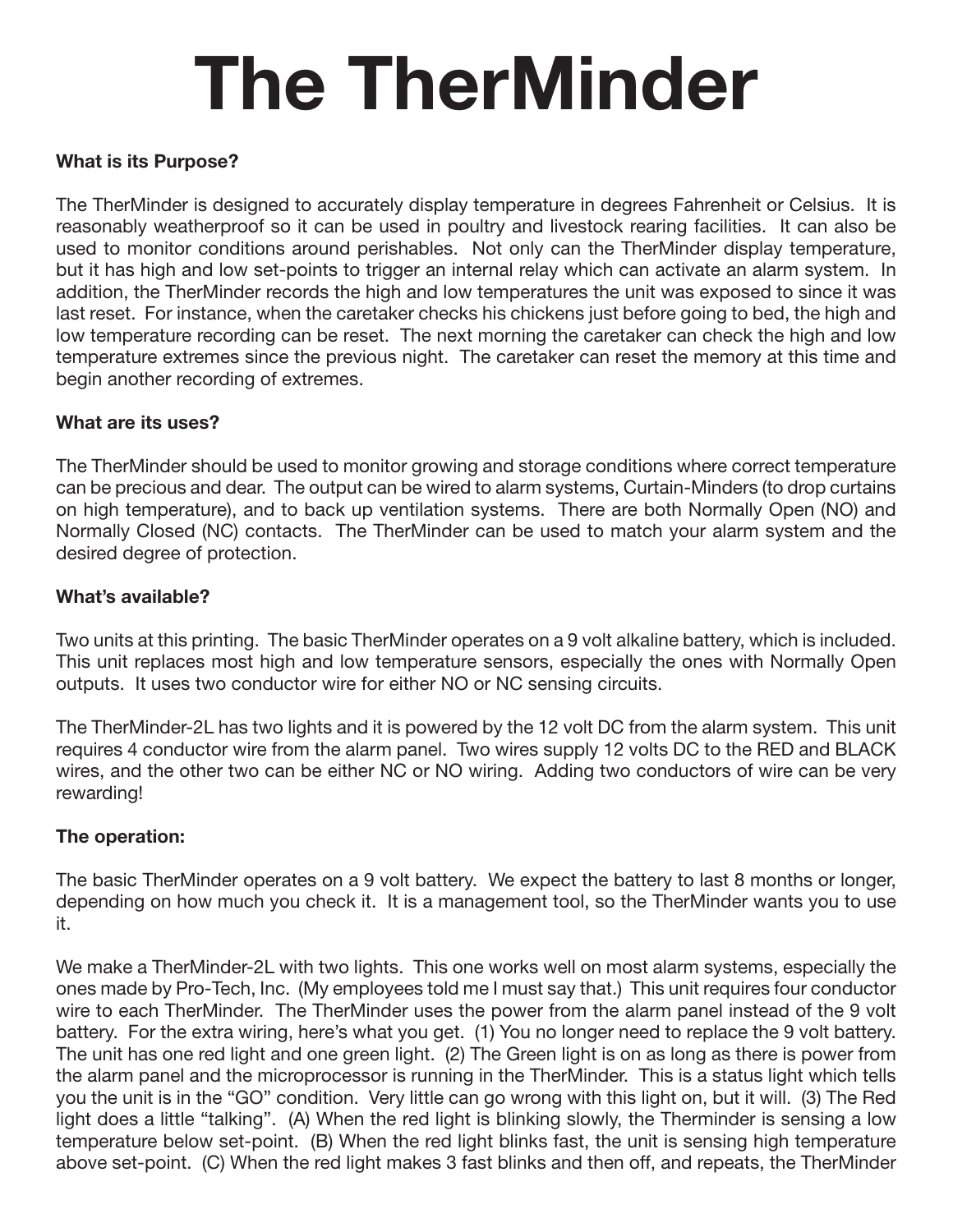# The TherMinder

**What is its Purpose?**

The TherMinder is designed to accurately display temperature in degrees Fahrenheit or Celsius. It is reasonably weatherproof so it can be used in poultry and livestock rearing facilities. It can also be used to monitor conditions around perishables. Not only can the TherMinder display temperature, but it has high and low set-points to trigger an internal relay which can activate an alarm system. In addition, the TherMinder records the high and low temperatures the unit was exposed to since it was last reset. For instance, when the caretaker checks his chickens just before going to bed, the high and low temperature recording can be reset. The next morning the caretaker can check the high and low temperature extremes since the previous night. The caretaker can reset the memory at this time and begin another recording of extremes.

**What are its uses?**

The TherMinder should be used to monitor growing and storage conditions where correct temperature can be precious and dear. The output can be wired to alarm systems, Curtain-Minders (to drop curtains on high temperature), and to back up ventilation systems. There are both Normally Open (NO) and Normally Closed (NC) contacts. The TherMinder can be used to match your alarm system and the desired degree of protection.

**What's available?**

Two units at this printing. The basic TherMinder operates on a 9 volt alkaline battery, which is included. This unit replaces most high and low temperature sensors, especially the ones with Normally Open outputs. It uses two conductor wire for either NO or NC sensing circuits.

The TherMinder-2L has two lights and it is powered by the 12 volt DC from the alarm system. This unit requires 4 conductor wire from the alarm panel. Two wires supply 12 volts DC to the RED and BLACK wires, and the other two can be either NC or NO wiring. Adding two conductors of wire can be very rewarding!

**The operation:**

The basic TherMinder operates on a 9 volt battery. We expect the battery to last 8 months or longer, depending on how much you check it. It is a management tool, so the TherMinder wants you to use it.

We make a TherMinder-2L with two lights. This one works well on most alarm systems, especially the ones made by Pro-Tech, Inc. (My employees told me I must say that.) This unit requires four conductor wire to each TherMinder. The TherMinder uses the power from the alarm panel instead of the 9 volt battery. For the extra wiring, here's what you get. (1) You no longer need to replace the 9 volt battery. The unit has one red light and one green light. (2) The Green light is on as long as there is power from the alarm panel and the microprocessor is running in the TherMinder. This is a status light which tells you the unit is in the "GO" condition. Very little can go wrong with this light on, but it will. (3) The Red light does a little "talking". (A) When the red light is blinking slowly, the Therminder is sensing a low temperature below set-point. (B) When the red light blinks fast, the unit is sensing high temperature above set-point. (C) When the red light makes 3 fast blinks and then off, and repeats, the TherMinder